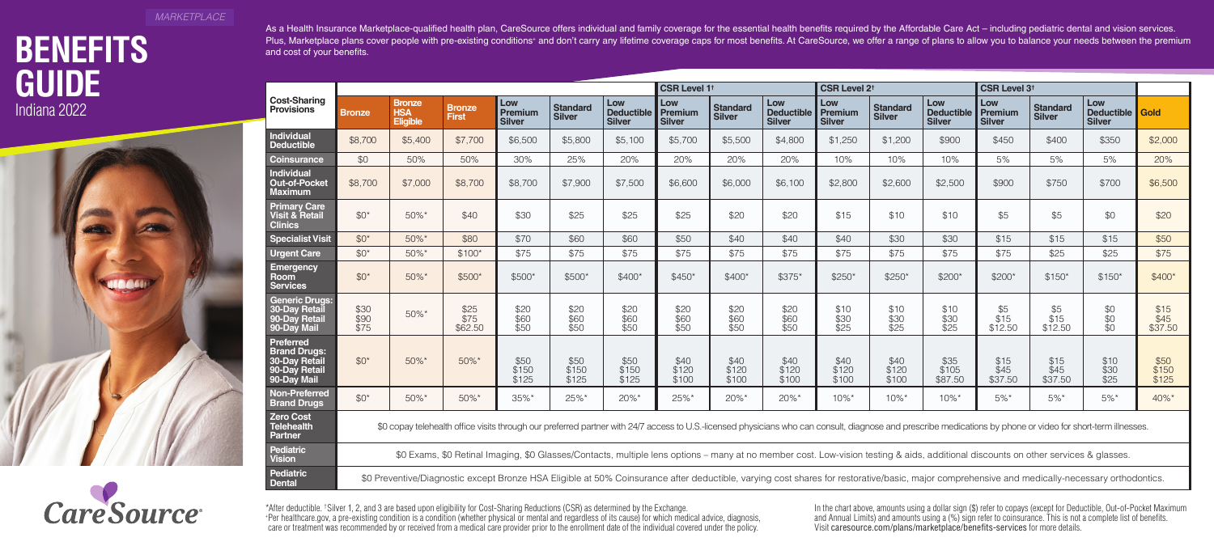MARKETPLACE

# BENEFITS GUIDE

## Indiana 2022

As a Health Insurance Marketplace-qualified health plan, CareSource offers individual and family coverage for the essential health benefits required by the Affordable Care Act – including pediatric dental and vision services. Plus, Marketplace plans cover people with pre-existing conditions+ and don't carry any lifetime coverage caps for most benefits. At CareSource, we offer a range of plans to allow you to balance your needs between the premium and cost of your benefits.

| Cost-Sharing Provisions | | | | | | | CSR Level 1† | | | CSR Level 2† | | | CSR Level 3† | | | |
|---|---|---|---|---|---|---|---|---|---|---|---|---|---|---|---|---|
| | Bronze | Bronze HSA Eligible | Bronze First | Low Premium Silver | Standard Silver | Low Deductible Silver | Low Premium Silver | Standard Silver | Low Deductible Silver | Low Premium Silver | Standard Silver | Low Deductible Silver | Low Premium Silver | Standard Silver | Low Deductible Silver | Gold |
| Individual Deductible | $8,700 | $5,400 | $7,700 | $6,500 | $5,800 | $5,100 | $5,700 | $5,500 | $4,800 | $1,250 | $1,200 | $900 | $450 | $400 | $350 | $2,000 |
| Coinsurance | $0 | 50% | 50% | 30% | 25% | 20% | 20% | 20% | 20% | 10% | 10% | 10% | 5% | 5% | 5% | 20% |
| Individual Out-of-Pocket Maximum | $8,700 | $7,000 | $8,700 | $8,700 | $7,900 | $7,500 | $6,600 | $6,000 | $6,100 | $2,800 | $2,600 | $2,500 | $900 | $750 | $700 | $6,500 |
| Primary Care Visit & Retail Clinics | $0* | 50%* | $40 | $30 | $25 | $25 | $25 | $20 | $20 | $15 | $10 | $10 | $5 | $5 | $0 | $20 |
| Specialist Visit | $0* | 50%* | $80 | $70 | $60 | $60 | $50 | $40 | $40 | $40 | $30 | $30 | $15 | $15 | $15 | $50 |
| Urgent Care | $0* | 50%* | $100* | $75 | $75 | $75 | $75 | $75 | $75 | $75 | $75 | $75 | $75 | $25 | $25 | $75 |
| Emergency Room Services | $0* | 50%* | $500* | $500* | $500* | $400* | $450* | $400* | $375* | $250* | $250* | $200* | $200* | $150* | $150* | $400* |
| Generic Drugs: 30-Day Retail 90-Day Retail 90-Day Mail | $30 $90 $75 | 50%* | $25 $75 $62.50 | $20 $60 $50 | $20 $60 $50 | $20 $60 $50 | $20 $60 $50 | $20 $60 $50 | $20 $60 $50 | $10 $30 $25 | $10 $30 $25 | $10 $30 $25 | $5 $15 $12.50 | $5 $15 $12.50 | $0 $0 $0 | $15 $45 $37.50 |
| Preferred Brand Drugs: 30-Day Retail 90-Day Retail 90-Day Mail | $0* | 50%* | 50%* | $50 $150 $125 | $50 $150 $125 | $50 $150 $125 | $40 $120 $100 | $40 $120 $100 | $40 $120 $100 | $40 $120 $100 | $40 $120 $100 | $35 $105 $87.50 | $15 $45 $37.50 | $15 $45 $37.50 | $10 $30 $25 | $50 $150 $125 |
| Non-Preferred Brand Drugs | $0* | 50%* | 50%* | 35%* | 25%* | 20%* | 25%* | 20%* | 20%* | 10%* | 10%* | 10%* | 5%* | 5%* | 5%* | 40%* |
| Zero Cost Telehealth Partner | $0 copay telehealth office visits through our preferred partner with 24/7 access to U.S.-licensed physicians who can consult, diagnose and prescribe medications by phone or video for short-term illnesses. | | | | | | | | | | | | | | | |
| Pediatric Vision | $0 Exams, $0 Retinal Imaging, $0 Glasses/Contacts, multiple lens options – many at no member cost. Low-vision testing & aids, additional discounts on other services & glasses. | | | | | | | | | | | | | | | |
| Pediatric Dental | $0 Preventive/Diagnostic except Bronze HSA Eligible at 50% Coinsurance after deductible, varying cost shares for restorative/basic, major comprehensive and medically-necessary orthodontics. | | | | | | | | | | | | | | | |

\*After deductible. †Silver 1, 2, and 3 are based upon eligibility for Cost-Sharing Reductions (CSR) as determined by the Exchange.
+Per healthcare.gov, a pre-existing condition is a condition (whether physical or mental and regardless of its cause) for which medical advice, diagnosis, care or treatment was recommended by or received from a medical care provider prior to the enrollment date of the individual covered under the policy.

In the chart above, amounts using a dollar sign ($) refer to copays (except for Deductible, Out-of-Pocket Maximum and Annual Limits) and amounts using a (%) sign refer to coinsurance. This is not a complete list of benefits. Visit caresource.com/plans/marketplace/benefits-services for more details.

CareSource®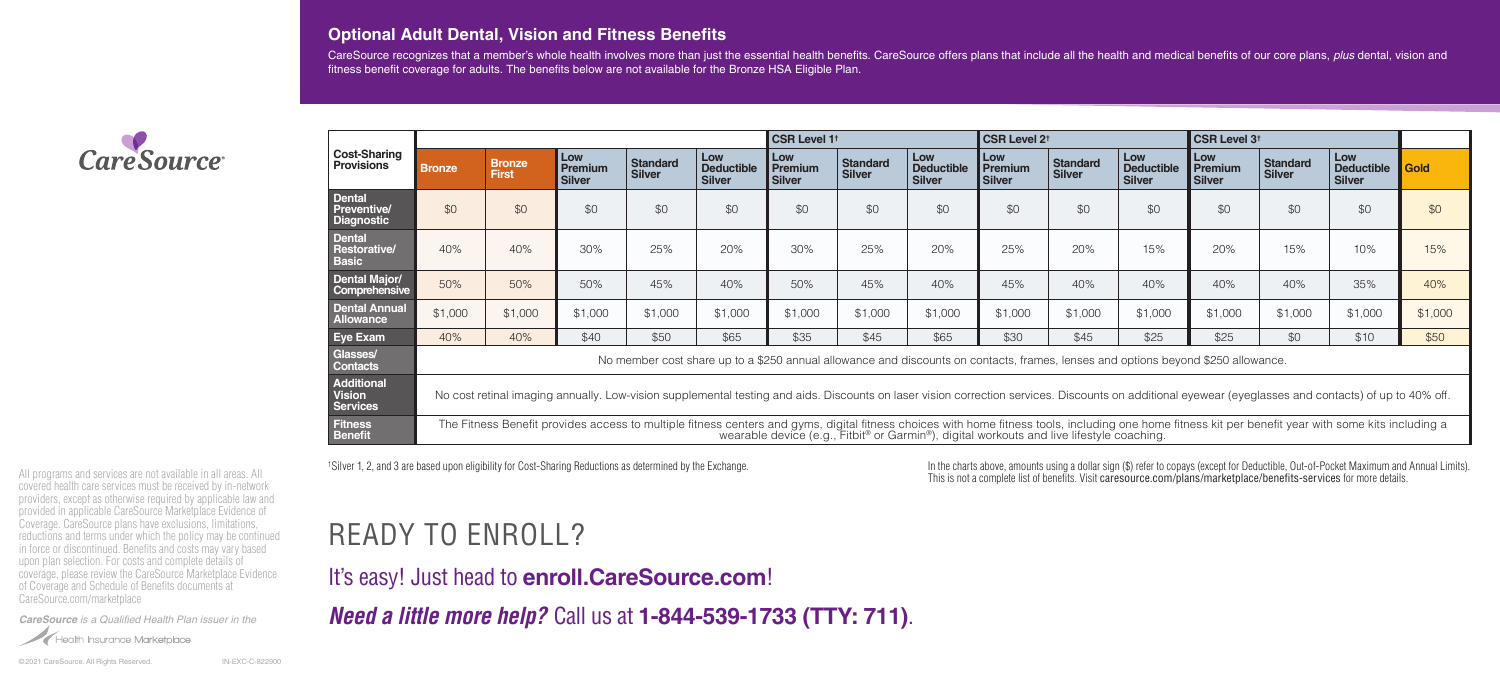## Optional Adult Dental, Vision and Fitness Benefits

CareSource recognizes that a member's whole health involves more than just the essential health benefits. CareSource offers plans that include all the health and medical benefits of our core plans, *plus* dental, vision and fitness benefit coverage for adults. The benefits below are not available for the Bronze HSA Eligible Plan.

| Cost-Sharing Provisions | | | | | | CSR Level 1† | | | CSR Level 2† | | | CSR Level 3† | | | |
|---|---|---|---|---|---|---|---|---|---|---|---|---|---|---|---|
| | Bronze | Bronze First | Low Premium Silver | Standard Silver | Low Deductible Silver | Low Premium Silver | Standard Silver | Low Deductible Silver | Low Premium Silver | Standard Silver | Low Deductible Silver | Low Premium Silver | Standard Silver | Low Deductible Silver | Gold |
| Dental Preventive/ Diagnostic | $0 | $0 | $0 | $0 | $0 | $0 | $0 | $0 | $0 | $0 | $0 | $0 | $0 | $0 | $0 |
| Dental Restorative/ Basic | 40% | 40% | 30% | 25% | 20% | 30% | 25% | 20% | 25% | 20% | 15% | 20% | 15% | 10% | 15% |
| Dental Major/ Comprehensive | 50% | 50% | 50% | 45% | 40% | 50% | 45% | 40% | 45% | 40% | 40% | 40% | 40% | 35% | 40% |
| Dental Annual Allowance | $1,000 | $1,000 | $1,000 | $1,000 | $1,000 | $1,000 | $1,000 | $1,000 | $1,000 | $1,000 | $1,000 | $1,000 | $1,000 | $1,000 | $1,000 |
| Eye Exam | 40% | 40% | $40 | $50 | $65 | $35 | $45 | $65 | $30 | $45 | $25 | $25 | $0 | $10 | $50 |
| Glasses/ Contacts | No member cost share up to a $250 annual allowance and discounts on contacts, frames, lenses and options beyond $250 allowance. | | | | | | | | | | | | | | |
| Additional Vision Services | No cost retinal imaging annually. Low-vision supplemental testing and aids. Discounts on laser vision correction services. Discounts on additional eyewear (eyeglasses and contacts) of up to 40% off. | | | | | | | | | | | | | | |
| Fitness Benefit | The Fitness Benefit provides access to multiple fitness centers and gyms, digital fitness choices with home fitness tools, including one home fitness kit per benefit year with some kits including a wearable device (e.g., Fitbit® or Garmin®), digital workouts and live lifestyle coaching. | | | | | | | | | | | | | | |

†Silver 1, 2, and 3 are based upon eligibility for Cost-Sharing Reductions as determined by the Exchange.

In the charts above, amounts using a dollar sign ($) refer to copays (except for Deductible, Out-of-Pocket Maximum and Annual Limits). This is not a complete list of benefits. Visit caresource.com/plans/marketplace/benefits-services for more details.

# READY TO ENROLL?

## It's easy! Just head to **enroll.CareSource.com**!

## ***Need a little more help?*** Call us at **1-844-539-1733 (TTY: 711)**.

All programs and services are not available in all areas. All covered health care services must be received by in-network providers, except as otherwise required by applicable law and provided in applicable CareSource Marketplace Evidence of Coverage. CareSource plans have exclusions, limitations, reductions and terms under which the policy may be continued in force or discontinued. Benefits and costs may vary based upon plan selection. For costs and complete details of coverage, please review the CareSource Marketplace Evidence of Coverage and Schedule of Benefits documents at CareSource.com/marketplace

*CareSource is a Qualified Health Plan issuer in the* Health Insurance Marketplace

©2021 CareSource. All Rights Reserved. IN-EXC-C-822900